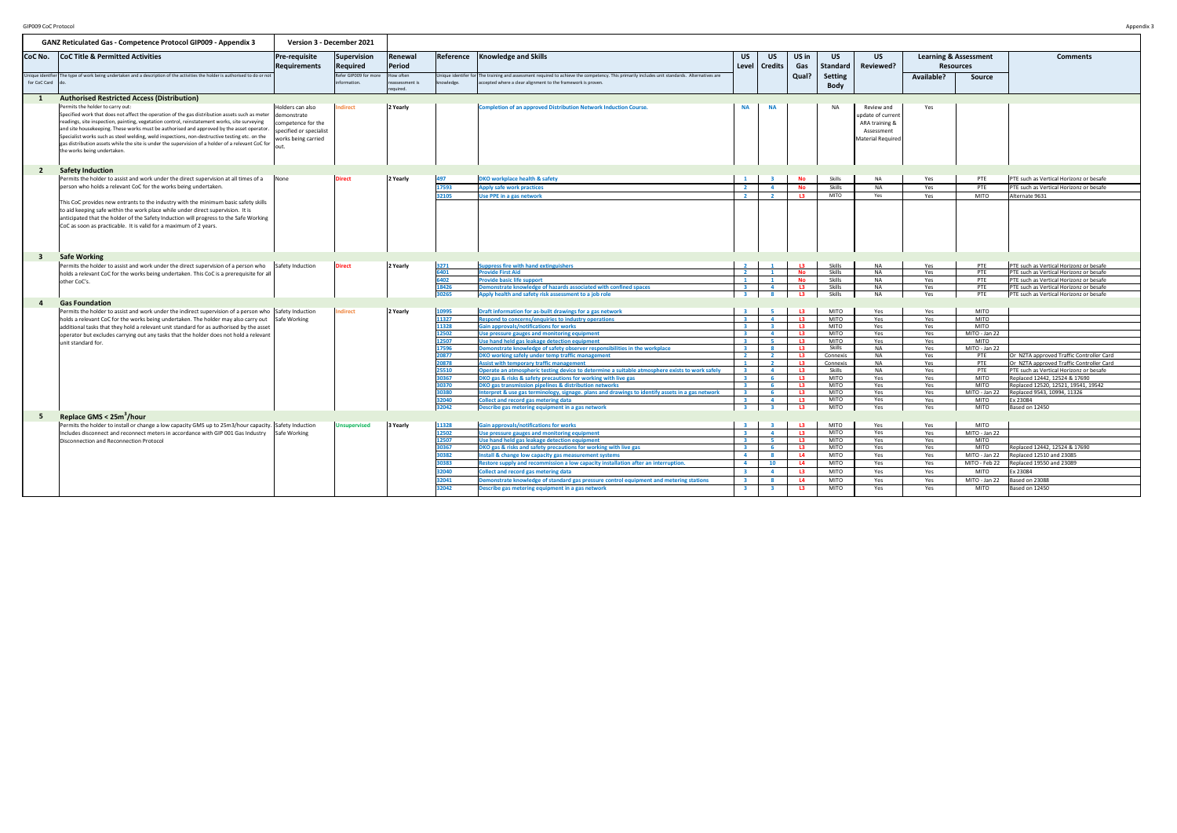## GANZ Reticulated Gas - Competence Protocol GIP009 - Appendix 3

Version 3 - December 2021

| CoC No. | CoC Title & Permitted Activities | Pre-requisite Requirements | Supervision Required | Renewal Period | Reference | Knowledge and Skills | US Level | US Credits | US in Gas Qual? | US Standard Setting Body | US Reviewed? | Learning & Assessment Resources | | Comments |
|---|---|---|---|---|---|---|---|---|---|---|---|---|---|---|
| | | | | | | | | | | | | Available? | Source | |
| Unique identifier for CoC Card | The type of work being undertaken and a description of the activities the holder is authorised to do or not do. | | Refer GIP009 for more information. | How often reassessment is required. | Unique identifier for knowledge. | The training and assessment required to achieve the competency. This primarily includes unit standards. Alternatives are accepted where a clear alignment to the framework is proven. | | | | | | | | |
| **1** | **Authorised Restricted Access (Distribution)** | | | | | | | | | | | | | |
| | Permits the holder to carry out: Specified work that does not affect the operation of the gas distribution assets such as meter readings, site inspection, painting, vegetation control, reinstatement works, site surveying and site housekeeping. These works must be authorised and approved by the asset operator. Specialist works such as steel welding, weld inspections, non-destructive testing etc. on the gas distribution assets while the site is under the supervision of a holder of a relevant CoC for the works being undertaken. | Holders can also demonstrate competence for the specified or specialist works being carried out. | Indirect | 2 Yearly | | Completion of an approved Distribution Network Induction Course. | NA | NA | | NA | Review and update of current ARA training & Assessment Material Required | Yes | | |
| **2** | **Safety Induction** | | | | | | | | | | | | | |
| | Permits the holder to assist and work under the direct supervision at all times of a person who holds a relevant CoC for the works being undertaken. This CoC provides new entrants to the industry with the minimum basic safety skills to aid keeping safe within the work place while under direct supervision. It is anticipated that the holder of the Safety Induction will progress to the Safe Working CoC as soon as practicable. It is valid for a maximum of 2 years. | None | Direct | 2 Yearly | 497 | DKO workplace health & safety | 1 | 3 | No | Skills | NA | Yes | PTE | PTE such as Vertical Horizonz or besafe |
| | | | | | 17593 | Apply safe work practices | 2 | 4 | No | Skills | NA | Yes | PTE | PTE such as Vertical Horizonz or besafe |
| | | | | | 32105 | Use PPE in a gas network | 2 | 2 | L3 | MITO | Yes | Yes | MITO | Alternate 9631 |
| **3** | **Safe Working** | | | | | | | | | | | | | |
| | Permits the holder to assist and work under the direct supervision of a person who holds a relevant CoC for the works being undertaken. This CoC is a prerequisite for all other CoC's. | Safety Induction | Direct | 2 Yearly | 3271 | Suppress fire with hand extinguishers | 2 | 1 | L3 | Skills | NA | Yes | PTE | PTE such as Vertical Horizonz or besafe |
| | | | | | 6401 | Provide First Aid | 2 | 1 | No | Skills | NA | Yes | PTE | PTE such as Vertical Horizonz or besafe |
| | | | | | 6402 | Provide basic life support | 1 | 1 | No | Skills | NA | Yes | PTE | PTE such as Vertical Horizonz or besafe |
| | | | | | 18426 | Demonstrate knowledge of hazards associated with confined spaces | 3 | 4 | L3 | Skills | NA | Yes | PTE | PTE such as Vertical Horizonz or besafe |
| | | | | | 30265 | Apply health and safety risk assessment to a job role | 3 | 8 | L3 | Skills | NA | Yes | PTE | PTE such as Vertical Horizonz or besafe |
| **4** | **Gas Foundation** | | | | | | | | | | | | | |
| | Permits the holder to assist and work under the indirect supervision of a person who holds a relevant CoC for the works being undertaken. The holder may also carry out additional tasks that they hold a relevant unit standard for as authorised by the asset operator but excludes carrying out any tasks that the holder does not hold a relevant unit standard for. | Safety Induction Safe Working | Indirect | 2 Yearly | 10995 | Draft information for as-built drawings for a gas network | 3 | 5 | L3 | MITO | Yes | Yes | MITO | |
| | | | | | 11327 | Respond to concerns/enquiries to industry operations | 3 | 4 | L3 | MITO | Yes | Yes | MITO | |
| | | | | | 11328 | Gain approvals/notifications for works | 3 | 3 | L3 | MITO | Yes | Yes | MITO | |
| | | | | | 12502 | Use pressure gauges and monitoring equipment | 3 | 4 | L3 | MITO | Yes | Yes | MITO - Jan 22 | |
| | | | | | 12507 | Use hand held gas leakage detection equipment | 3 | 5 | L3 | MITO | Yes | Yes | MITO | |
| | | | | | 17596 | Demonstrate knowledge of safety observer responsibilities in the workplace | 3 | 8 | L3 | Skills | NA | Yes | MITO - Jan 22 | |
| | | | | | 20877 | DKO working safely under temp traffic management | 2 | 2 | L3 | Connexis | NA | Yes | PTE | Or NZTA approved Traffic Controller Card |
| | | | | | 20878 | Assist with temporary traffic management | 1 | 2 | L3 | Connexis | NA | Yes | PTE | Or NZTA approved Traffic Controller Card |
| | | | | | 25510 | Operate an atmospheric testing device to determine a suitable atmosphere exists to work safely | 3 | 4 | L3 | Skills | NA | Yes | PTE | PTE such as Vertical Horizonz or besafe |
| | | | | | 30367 | DKO gas & risks & safety precautions for working with live gas | 3 | 6 | L3 | MITO | Yes | Yes | MITO | Replaced 12442, 12524 & 17690 |
| | | | | | 30370 | DKO gas transmission pipelines & distribution networks | 3 | 6 | L3 | MITO | Yes | Yes | MITO | Replaced 12520, 12521, 19541, 19542 |
| | | | | | 30380 | Interpret & use gas terminology, signage. plans and drawings to identify assets in a gas network | 3 | 6 | L3 | MITO | Yes | Yes | MITO - Jan 22 | Replaced 9543, 10994, 11326 |
| | | | | | 32040 | Collect and record gas metering data | 3 | 4 | L3 | MITO | Yes | Yes | MITO | Ex 23084 |
| | | | | | 32042 | Describe gas metering equipment in a gas network | 3 | 3 | L3 | MITO | Yes | Yes | MITO | Based on 12450 |
| **5** | **Replace GMS < 25m$^3$/hour** | | | | | | | | | | | | | |
| | Permits the holder to install or change a low capacity GMS up to 25m3/hour capacity. Includes disconnect and reconnect meters in accordance with GIP 001 Gas Industry Disconnection and Reconnection Protocol | Safety Induction Safe Working | Unsupervised | 3 Yearly | 11328 | Gain approvals/notifications for works | 3 | 3 | L3 | MITO | Yes | Yes | MITO | |
| | | | | | 12502 | Use pressure gauges and monitoring equipment | 3 | 4 | L3 | MITO | Yes | Yes | MITO - Jan 22 | |
| | | | | | 12507 | Use hand held gas leakage detection equipment | 3 | 5 | L3 | MITO | Yes | Yes | MITO | |
| | | | | | 30367 | DKO gas & risks and safety precautions for working with live gas | 3 | 6 | L3 | MITO | Yes | Yes | MITO | Replaced 12442, 12524 & 17690 |
| | | | | | 30382 | Install & change low capacity gas measurement systems | 4 | 8 | L4 | MITO | Yes | Yes | MITO - Jan 22 | Replaced 12510 and 23085 |
| | | | | | 30383 | Restore supply and recommission a low capacity installation after an interruption. | 4 | 10 | L4 | MITO | Yes | Yes | MITO - Feb 22 | Replaced 19550 and 23089 |
| | | | | | 32040 | Collect and record gas metering data | 3 | 4 | L3 | MITO | Yes | Yes | MITO | Ex 23084 |
| | | | | | 32041 | Demonstrate knowledge of standard gas pressure control equipment and metering stations | 3 | 8 | L4 | MITO | Yes | Yes | MITO - Jan 22 | Based on 23088 |
| | | | | | 32042 | Describe gas metering equipment in a gas network | 3 | 3 | L3 | MITO | Yes | Yes | MITO | Based on 12450 |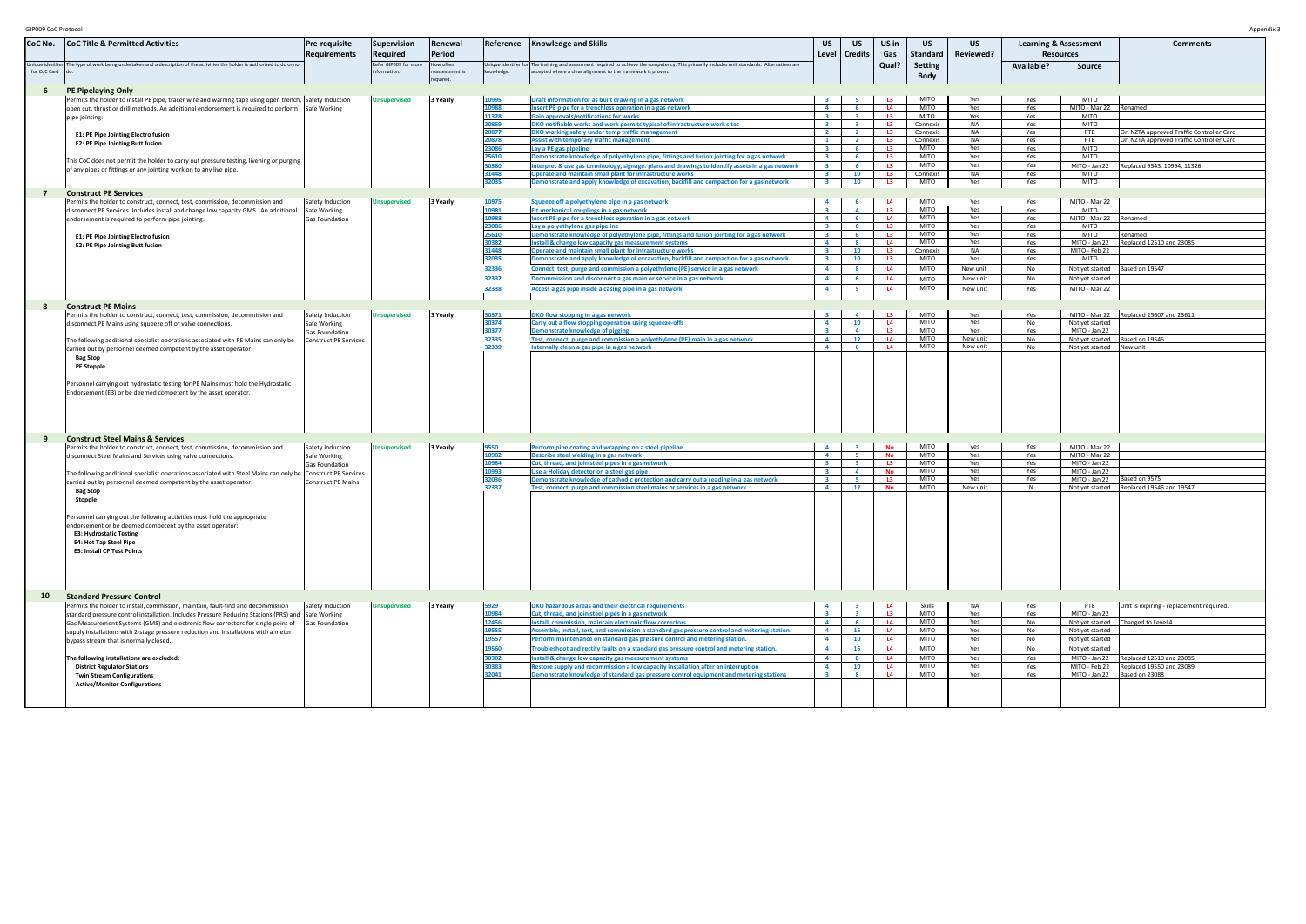| CoC No. | CoC Title & Permitted Activities | Pre-requisite Requirements | Supervision Required | Renewal Period | Reference | Knowledge and Skills | US Level | US Credits | US in Gas Qual? | US Standard Setting Body | US Reviewed? | Learning & Assessment Resources | | Comments |
|---|---|---|---|---|---|---|---|---|---|---|---|---|---|---|
| | | | | | | | | | | | | Available? | Source | |
| Unique identifier for CoC Card | The type of work being undertaken and a description of the activities the holder is authorised to do or not do. | | Refer GIP009 for more information. | How often reassessment is required. | Unique identifier for knowledge. | The training and assessment required to achieve the competency. This primarily includes unit standards. Alternatives are accepted where a clear alignment to the framework is proven. | | | | | | | | |
| **6** | **PE Pipelaying Only** | | | | | | | | | | | | | |
| | Permits the holder to install PE pipe, tracer wire and warning tape using open trench, open cut, thrust or drill methods. An additional endorsement is required to perform pipe jointing: | Safety Induction Safe Working | Unsupervised | 3 Yearly | 10995 | Draft information for as built drawing in a gas network | 3 | 5 | L3 | MITO | Yes | Yes | MITO | |
| | **E1: PE Pipe Jointing Electro fusion** | | | | 10988 | Insert PE pipe for a trenchless operation in a gas network | 4 | 6 | L4 | MITO | Yes | Yes | MITO - Mar 22 | Renamed |
| | **E2: PE Pipe Jointing Butt fusion** | | | | 11328 | Gain approvals/notifications for works | 3 | 3 | L3 | MITO | Yes | Yes | MITO | |
| | This CoC does not permit the holder to carry out pressure testing, livening or purging of any pipes or fittings or any jointing work on to any live pipe. | | | | 20869 | DKO notifiable works and work permits typical of infrastructure work sites | 3 | 3 | L3 | Connexis | NA | Yes | MITO | |
| | | | | | 20877 | DKO working safely under temp traffic management | 2 | 2 | L3 | Connexis | NA | Yes | PTE | Or NZTA approved Traffic Controller Card |
| | | | | | 20878 | Assist with temporary traffic management | 1 | 2 | L3 | Connexis | NA | Yes | PTE | Or NZTA approved Traffic Controller Card |
| | | | | | 23086 | Lay a PE gas pipeline | 3 | 6 | L3 | MITO | Yes | Yes | MITO | |
| | | | | | 25610 | Demonstrate knowledge of polyethylene pipe, fittings and fusion jointing for a gas network | 3 | 6 | L3 | MITO | Yes | Yes | MITO | |
| | | | | | 30380 | Interpret & use gas terminology, signage. plans and drawings to identify assets in a gas network | 3 | 6 | L3 | MITO | Yes | Yes | MITO - Jan 22 | Replaced 9543, 10994, 11326 |
| | | | | | 31448 | Operate and maintain small plant for infrastructure works | 3 | 10 | L3 | Connexis | NA | Yes | MITO | |
| | | | | | 32035 | Demonstrate and apply knowledge of excavation, backfill and compaction for a gas network | 3 | 10 | L3 | MITO | Yes | Yes | MITO | |
| **7** | **Construct PE Services** | | | | | | | | | | | | | |
| | Permits the holder to construct, connect, test, commission, decommission and disconnect PE Services. Includes install and change low capacity GMS. An additional endorsement is required to perform pipe jointing: | Safety Induction Safe Working Gas Foundation | Unsupervised | 3 Yearly | 10975 | Squeeze off a polyethylene pipe in a gas network | 4 | 6 | L4 | MITO | Yes | Yes | MITO - Mar 22 | |
| | **E1: PE Pipe Jointing Electro fusion** | | | | 10981 | Fit mechanical couplings in a gas network | 3 | 4 | L3 | MITO | Yes | Yes | MITO | |
| | **E2: PE Pipe Jointing Butt fusion** | | | | 10988 | Insert PE pipe for a trenchless operation in a gas network | 4 | 6 | L4 | MITO | Yes | Yes | MITO - Mar 22 | Renamed |
| | | | | | 23086 | Lay a polyethylene gas pipeline | 3 | 6 | L3 | MITO | Yes | Yes | MITO | |
| | | | | | 25610 | Demonstrate knowledge of polyethylene pipe, fittings and fusion jointing for a gas network | 3 | 6 | L3 | MITO | Yes | Yes | MITO | Renamed |
| | | | | | 30382 | Install & change low capacity gas measurement systems | 4 | 8 | L4 | MITO | Yes | Yes | MITO - Jan 22 | Replaced 12510 and 23085 |
| | | | | | 31448 | Operate and maintain small plant for infrastructure works | 3 | 10 | L3 | Connexis | NA | Yes | MITO - Feb 22 | |
| | | | | | 32035 | Demonstrate and apply knowledge of excavation, backfill and compaction for a gas network | 3 | 10 | L3 | MITO | Yes | Yes | MITO | |
| | | | | | 32336 | Connect, test, purge and commission a polyethylene (PE) service in a gas network | 4 | 8 | L4 | MITO | New unit | No | Not yet started | Based on 19547 |
| | | | | | 32332 | Decommission and disconnect a gas main or service in a gas network | 4 | 6 | L4 | MITO | New unit | No | Not yet started | |
| | | | | | 32338 | Access a gas pipe inside a casing pipe in a gas network | 4 | 5 | L4 | MITO | New unit | Yes | MITO - Mar 22 | |
| **8** | **Construct PE Mains** | | | | | | | | | | | | | |
| | Permits the holder to construct, connect, test, commission, decommission and disconnect PE Mains using squeeze off or valve connections. | Safety Induction Safe Working Gas Foundation Construct PE Services | Unsupervised | 3 Yearly | 30371 | DKO flow stopping in a gas network | 3 | 4 | L3 | MITO | Yes | Yes | MITO - Mar 22 | Replaced 25607 and 25611 |
| | The following additional specialist operations associated with PE Mains can only be carried out by personnel deemed competent by the asset operator: | | | | 30374 | Carry out a flow stopping operation using squeeze-offs | 4 | 10 | L4 | MITO | Yes | No | Not yet started | |
| | **Bag Stop** | | | | 30377 | Demonstrate knowledge of pigging | 3 | 4 | L3 | MITO | Yes | Yes | MITO - Jan 22 | |
| | **PE Stopple** | | | | 32335 | Test, connect, purge and commission a polyethylene (PE) main in a gas network | 4 | 12 | L4 | MITO | New unit | No | Not yet started | Based on 19546 |
| | Personnel carrying out hydrostatic testing for PE Mains must hold the Hydrostatic Endorsement (E3) or be deemed competent by the asset operator. | | | | 32339 | Internally clean a gas pipe in a gas network | 4 | 6 | L4 | MITO | New unit | No | Not yet started | New unit |
| **9** | **Construct Steel Mains & Services** | | | | | | | | | | | | | |
| | Permits the holder to construct, connect, test, commission, decommission and disconnect Steel Mains and Services using valve connections. | Safety Induction Safe Working Gas Foundation Construct PE Services Construct PE Mains | Unsupervised | 3 Yearly | 9550 | Perform pipe coating and wrapping on a steel pipeline | 4 | 3 | No | MITO | yes | Yes | MITO - Mar 22 | |
| | The following additional specialist operations associated with Steel Mains can only be carried out by personnel deemed competent by the asset operator: | | | | 10982 | Describe steel welding in a gas network | 4 | 5 | No | MITO | Yes | Yes | MITO - Mar 22 | |
| | **Bag Stop** | | | | 10984 | Cut, thread, and join steel pipes in a gas network | 3 | 3 | L3 | MITO | Yes | Yes | MITO - Jan 22 | |
| | **Stopple** | | | | 10993 | Use a Holiday detector on a steel gas pipe | 3 | 4 | No | MITO | Yes | Yes | MITO - Jan 22 | |
| | Personnel carrying out the following activities must hold the appropriate endorsement or be deemed competent by the asset operator: | | | | 32036 | Demonstrate knowledge of cathodic protection and carry out a reading in a gas network | 3 | 5 | L3 | MITO | Yes | Yes | MITO - Jan 22 | Based on 9575 |
| | **E3: Hydrostatic Testing** **E4: Hot Tap Steel Pipe** **E5: Install CP Test Points** | | | | 32337 | Test, connect, purge and commission steel mains or services in a gas network | 4 | 12 | No | MITO | New unit | N | Not yet started | Replaced 19546 and 19547 |
| **10** | **Standard Pressure Control** | | | | | | | | | | | | | |
| | Permits the holder to install, commission, maintain, fault-find and decommission standard pressure control installation. Includes Pressure Reducing Stations (PRS) and Gas Measurement Systems (GMS) and electronic flow correctors for single point of supply installations with 2-stage pressure reduction and installations with a meter bypass stream that is normally closed. | Safety Induction Safe Working Gas Foundation | Unsupervised | 3 Yearly | 5929 | DKO hazardous areas and their electrical requirements | 4 | 3 | L4 | Skills | NA | Yes | PTE | Unit is expiring - replacement required. |
| | **The following installations are excluded:** | | | | 10984 | Cut, thread, and join steel pipes in a gas network | 3 | 3 | L3 | MITO | Yes | Yes | MITO - Jan 22 | |
| | **District Regulator Stations** | | | | 12456 | Install, commission, maintain electronic flow correctors | 4 | 6 | L4 | MITO | Yes | No | Not yet started | Changed to Level 4 |
| | **Twin Stream Configurations** | | | | 19555 | Assemble, install, test, and commission a standard gas pressure control and metering station. | 4 | 15 | L4 | MITO | Yes | No | Not yet started | |
| | **Active/Monitor Configurations** | | | | 19557 | Perform maintenance on standard gas pressure control and metering station. | 4 | 10 | L4 | MITO | Yes | No | Not yet started | |
| | | | | | 19560 | Troubleshoot and rectify faults on a standard gas pressure control and metering station. | 4 | 15 | L4 | MITO | Yes | No | Not yet started | |
| | | | | | 30382 | Install & change low capacity gas measurement systems | 4 | 8 | L4 | MITO | Yes | Yes | MITO - Jan 22 | Replaced 12510 and 23085 |
| | | | | | 30383 | Restore supply and recommission a low capacity installation after an interruption | 4 | 10 | L4 | MITO | Yes | Yes | MITO - Feb 22 | Replaced 19550 and 23089 |
| | | | | | 32041 | Demonstrate knowledge of standard gas pressure control equipment and metering stations | 3 | 8 | L4 | MITO | Yes | Yes | MITO - Jan 22 | Based on 23088 |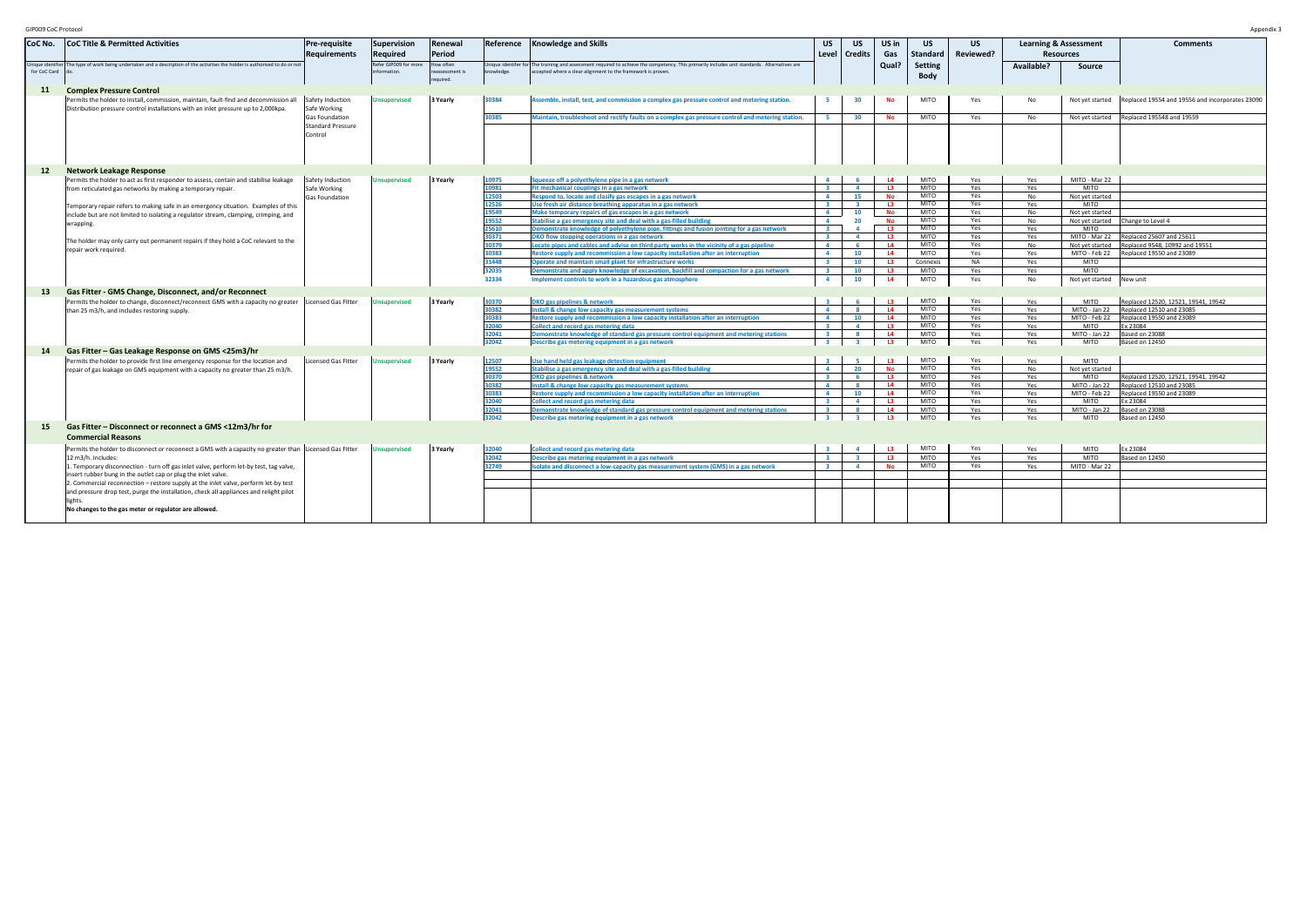| CoC No. | CoC Title & Permitted Activities | Pre-requisite Requirements | Supervision Required | Renewal Period | Reference | Knowledge and Skills | US Level | US Credits | US in Gas Qual? | US Standard Setting Body | US Reviewed? | Learning & Assessment Resources | | Comments |
|---|---|---|---|---|---|---|---|---|---|---|---|---|---|---|
| | | | | | | | | | | | | Available? | Source | |
| Unique identifier for CoC Card | The type of work being undertaken and a description of the activities the holder is authorised to do or not do. | | Refer GIP009 for more information. | How often reassessment is required. | Unique identifier for knowledge. | The training and assessment required to achieve the competency. This primarily includes unit standards. Alternatives are accepted where a clear alignment to the framework is proven. | | | | | | | | |
| **11** | **Complex Pressure Control** | | | | | | | | | | | | | |
| | Permits the holder to install, commission, maintain, fault-find and decommission all Distribution pressure control installations with an inlet pressure up to 2,000kpa. | Safety Induction Safe Working Gas Foundation Standard Pressure Control | Unsupervised | 3 Yearly | 30384 | Assemble, install, test, and commission a complex gas pressure control and metering station. | 5 | 30 | No | MITO | Yes | No | Not yet started | Replaced 19554 and 19556 and incorporates 23090 |
| | | | | | 30385 | Maintain, troubleshoot and rectify faults on a complex gas pressure control and metering station. | 5 | 30 | No | MITO | Yes | No | Not yet started | Replaced 195548 and 19559 |
| **12** | **Network Leakage Response** | | | | | | | | | | | | | |
| | Permits the holder to act as first responder to assess, contain and stabilise leakage from reticulated gas networks by making a temporary repair.<br><br>Temporary repair refers to making safe in an emergency situation. Examples of this include but are not limited to isolating a regulator stream, clamping, crimping, and wrapping.<br><br>The holder may only carry out permanent repairs if they hold a CoC relevant to the repair work required. | Safety Induction Safe Working Gas Foundation | Unsupervised | 3 Yearly | 10975 | Squeeze off a polyethylene pipe in a gas network | 4 | 6 | L4 | MITO | Yes | Yes | MITO - Mar 22 | |
| | | | | | 10981 | Fit mechanical couplings in a gas network | 3 | 4 | L3 | MITO | Yes | Yes | MITO | |
| | | | | | 12503 | Respond to, locate and clasify gas escapes in a gas network | 4 | 15 | No | MITO | Yes | No | Not yet started | |
| | | | | | 12526 | Use fresh air distance breathing apparatus in a gas network | 3 | 3 | L3 | MITO | Yes | Yes | MITO | |
| | | | | | 19549 | Make temporary repairs of gas escapes in a gas network | 4 | 10 | No | MITO | Yes | No | Not yet started | |
| | | | | | 19552 | Stabilise a gas emergency site and deal with a gas-filled building | 4 | 20 | No | MITO | Yes | No | Not yet started | Change to Level 4 |
| | | | | | 25610 | Demonstrate knowledge of polyethylene pipe, fittings and fusion jointing for a gas network | 3 | 4 | L3 | MITO | Yes | Yes | MITO | |
| | | | | | 30371 | DKO flow stopping operations in a gas network | 3 | 4 | L3 | MITO | Yes | Yes | MITO - Mar 22 | Replaced 25607 and 25611 |
| | | | | | 30379 | Locate pipes and cables and advise on third party works in the vicinity of a gas pipeline | 4 | 6 | L4 | MITO | Yes | No | Not yet started | Replaced 9548, 10992 and 19551 |
| | | | | | 30383 | Restore supply and recommission a low capacity installation after an interruption | 4 | 10 | L4 | MITO | Yes | Yes | MITO - Feb 22 | Replaced 19550 and 23089 |
| | | | | | 31448 | Operate and maintain small plant for infrastructure works | 3 | 10 | L3 | Connexis | NA | Yes | MITO | |
| | | | | | 32035 | Demonstrate and apply knowledge of excavation, backfill and compaction for a gas network | 3 | 10 | L3 | MITO | Yes | Yes | MITO | |
| | | | | | 32334 | Implement controls to work in a hazardous gas atmosphere | 4 | 10 | L4 | MITO | Yes | No | Not yet started | New unit |
| **13** | **Gas Fitter - GMS Change, Disconnect, and/or Reconnect** | | | | | | | | | | | | | |
| | Permits the holder to change, disconnect/reconnect GMS with a capacity no greater than 25 m3/h, and includes restoring supply. | Licensed Gas Fitter | Unsupervised | 3 Yearly | 30370 | DKO gas pipelines & network | 3 | 6 | L3 | MITO | Yes | Yes | MITO | Replaced 12520, 12521, 19541, 19542 |
| | | | | | 30382 | Install & change low capacity gas measurement systems | 4 | 8 | L4 | MITO | Yes | Yes | MITO - Jan 22 | Replaced 12510 and 23085 |
| | | | | | 30383 | Restore supply and recommission a low capacity installation after an interruption | 4 | 10 | L4 | MITO | Yes | Yes | MITO - Feb 22 | Replaced 19550 and 23089 |
| | | | | | 32040 | Collect and record gas metering data | 3 | 4 | L3 | MITO | Yes | Yes | MITO | Ex 23084 |
| | | | | | 32041 | Demonstrate knowledge of standard gas pressure control equipment and metering stations | 3 | 8 | L4 | MITO | Yes | Yes | MITO - Jan 22 | Based on 23088 |
| | | | | | 32042 | Describe gas metering equipment in a gas network | 3 | 3 | L3 | MITO | Yes | Yes | MITO | Based on 12450 |
| **14** | **Gas Fitter – Gas Leakage Response on GMS <25m3/hr** | | | | | | | | | | | | | |
| | Permits the holder to provide first line emergency response for the location and repair of gas leakage on GMS equipment with a capacity no greater than 25 m3/h. | Licensed Gas Fitter | Unsupervised | 3 Yearly | 12507 | Use hand held gas leakage detection equipment | 3 | 5 | L3 | MITO | Yes | Yes | MITO | |
| | | | | | 19552 | Stabilise a gas emergency site and deal with a gas-filled building | 4 | 20 | No | MITO | Yes | No | Not yet started | |
| | | | | | 30370 | DKO gas pipelines & network | 3 | 6 | L3 | MITO | Yes | Yes | MITO | Replaced 12520, 12521, 19541, 19542 |
| | | | | | 30382 | Install & change low capacity gas measurement systems | 4 | 8 | L4 | MITO | Yes | Yes | MITO - Jan 22 | Replaced 12510 and 23085 |
| | | | | | 30383 | Restore supply and recommission a low capacity installation after an interruption | 4 | 10 | L4 | MITO | Yes | Yes | MITO - Feb 22 | Replaced 19550 and 23089 |
| | | | | | 32040 | Collect and record gas metering data | 3 | 4 | L3 | MITO | Yes | Yes | MITO | Ex 23084 |
| | | | | | 32041 | Demonstrate knowledge of standard gas pressure control equipment and metering stations | 3 | 8 | L4 | MITO | Yes | Yes | MITO - Jan 22 | Based on 23088 |
| | | | | | 32042 | Describe gas metering equipment in a gas network | 3 | 3 | L3 | MITO | Yes | Yes | MITO | Based on 12450 |
| **15** | **Gas Fitter – Disconnect or reconnect a GMS <12m3/hr for Commercial Reasons** | | | | | | | | | | | | | |
| | Permits the holder to disconnect or reconnect a GMS with a capacity no greater than 12 m3/h. Includes:<br>1. Temporary disconnection - turn off gas inlet valve, perform let-by test, tag valve, insert rubber bung in the outlet cap or plug the inlet valve.<br>2. Commercial reconnection – restore supply at the inlet valve, perform let-by test and pressure drop test, purge the installation, check all appliances and relight pilot lights.<br>**No changes to the gas meter or regulator are allowed.** | Licensed Gas Fitter | Unsupervised | 3 Yearly | 32040 | Collect and record gas metering data | 3 | 4 | L3 | MITO | Yes | Yes | MITO | Ex 23084 |
| | | | | | 32042 | Describe gas metering equipment in a gas network | 3 | 3 | L3 | MITO | Yes | Yes | MITO | Based on 12450 |
| | | | | | 32749 | Isolate and disconnect a low-capacity gas measurement system (GMS) in a gas network | 3 | 4 | No | MITO | Yes | Yes | MITO - Mar 22 | |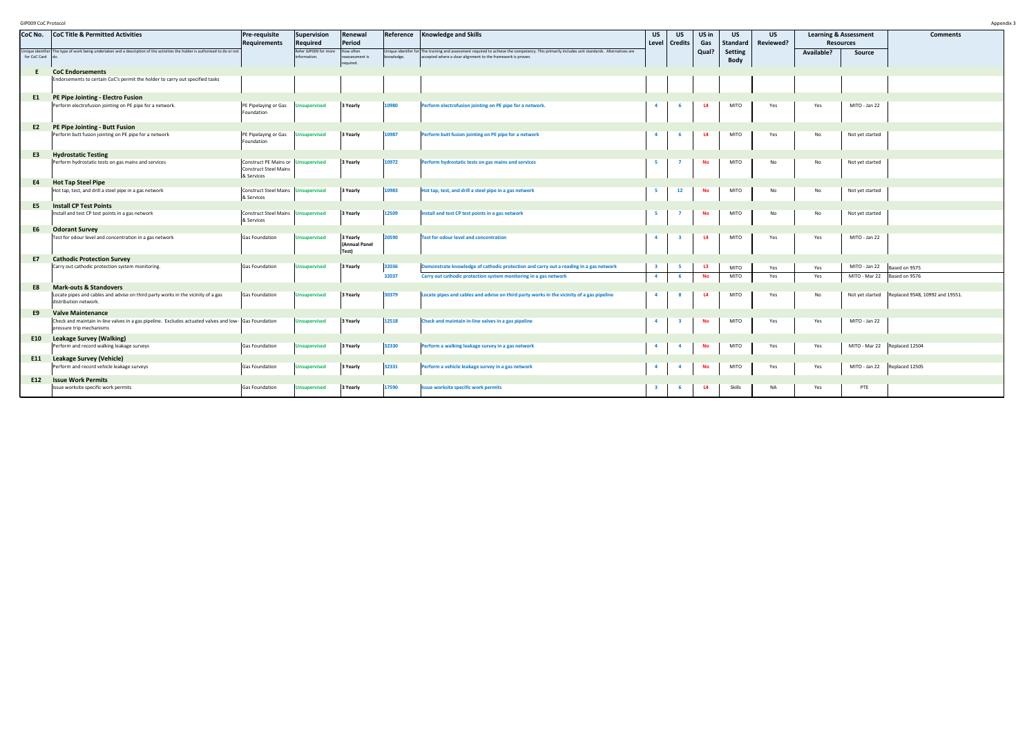| CoC No. | CoC Title & Permitted Activities | Pre-requisite Requirements | Supervision Required | Renewal Period | Reference | Knowledge and Skills | US Level | US Credits | US in Gas Qual? | US Standard Setting Body | US Reviewed? | Learning & Assessment Resources | | Comments |
|---|---|---|---|---|---|---|---|---|---|---|---|---|---|---|
| Unique identifier for CoC Card | The type of work being undertaken and a description of the activities the holder is authorised to do or not do. | | Refer GIP009 for more information. | How often reassessment is required. | Unique identifier for knowledge. | The training and assessment required to achieve the competency. This primarily includes unit standards. Alternatives are accepted where a clear alignment to the framework is proven. | | | | | | Available? | Source | |
| **E** | **CoC Endorsements** | | | | | | | | | | | | | |
| | Endorsements to certain CoC's permit the holder to carry out specified tasks | | | | | | | | | | | | | |
| **E1** | **PE Pipe Jointing - Electro Fusion** | | | | | | | | | | | | | |
| | Perform electrofusion jointing on PE pipe for a network. | PE Pipelaying or Gas Foundation | Unsupervised | 3 Yearly | 10980 | Perform electrofusion jointing on PE pipe for a network. | 4 | 6 | L4 | MITO | Yes | Yes | MITO - Jan 22 | |
| **E2** | **PE Pipe Jointing - Butt Fusion** | | | | | | | | | | | | | |
| | Perform butt fusion jointing on PE pipe for a network | PE Pipelaying or Gas Foundation | Unsupervised | 3 Yearly | 10987 | Perform butt fusion jointing on PE pipe for a network | 4 | 6 | L4 | MITO | Yes | No | Not yet started | |
| **E3** | **Hydrostatic Testing** | | | | | | | | | | | | | |
| | Perform hydrostatic tests on gas mains and services | Construct PE Mains or Construct Steel Mains & Services | Unsupervised | 3 Yearly | 10972 | Perform hydrostatic tests on gas mains and services | 5 | 7 | No | MITO | No | No | Not yet started | |
| **E4** | **Hot Tap Steel Pipe** | | | | | | | | | | | | | |
| | Hot tap, test, and drill a steel pipe in a gas network | Construct Steel Mains & Services | Unsupervised | 3 Yearly | 10983 | Hot tap, test, and drill a steel pipe in a gas network | 5 | 12 | No | MITO | No | No | Not yet started | |
| **E5** | **Install CP Test Points** | | | | | | | | | | | | | |
| | Install and test CP test points in a gas network | Construct Steel Mains & Services | Unsupervised | 3 Yearly | 12509 | Install and test CP test points in a gas network | 5 | 7 | No | MITO | No | No | Not yet started | |
| **E6** | **Odorant Survey** | | | | | | | | | | | | | |
| | Test for odour level and concentration in a gas network | Gas Foundation | Unsupervised | 3 Yearly (Annual Panel Test) | 20590 | Test for odour level and concentration | 4 | 3 | L4 | MITO | Yes | Yes | MITO - Jan 22 | |
| **E7** | **Cathodic Protection Survey** | | | | | | | | | | | | | |
| | Carry out cathodic protection system monitoring. | Gas Foundation | Unsupervised | 3 Yearly | 32036 | Demonstrate knowledge of cathodic protection and carry out a reading in a gas network | 3 | 5 | L3 | MITO | Yes | Yes | MITO - Jan 22 | Based on 9575 |
| | | | | | 32037 | Carry out cathodic protection system monitoring in a gas network | 4 | 6 | No | MITO | Yes | Yes | MITO - Mar 22 | Based on 9576 |
| **E8** | **Mark-outs & Standovers** | | | | | | | | | | | | | |
| | Locate pipes and cables and advise on third party works in the vicinity of a gas distribution network. | Gas Foundation | Unsupervised | 3 Yearly | 30379 | Locate pipes and cables and advise on third party works in the vicinity of a gas pipeline | 4 | 8 | L4 | MITO | Yes | No | Not yet started | Replaced 9548, 10992 and 19551. |
| **E9** | **Valve Maintenance** | | | | | | | | | | | | | |
| | Check and maintain in-line valves in a gas pipeline. Excludes actuated valves and low-pressure trip mechanisms | Gas Foundation | Unsupervised | 3 Yearly | 12518 | Check and maintain in-line valves in a gas pipeline | 4 | 3 | No | MITO | Yes | Yes | MITO - Jan 22 | |
| **E10** | **Leakage Survey (Walking)** | | | | | | | | | | | | | |
| | Perform and record walking leakage surveys | Gas Foundation | Unsupervised | 3 Yearly | 32330 | Perform a walking leakage survey in a gas network | 4 | 4 | No | MITO | Yes | Yes | MITO - Mar 22 | Replaced 12504 |
| **E11** | **Leakage Survey (Vehicle)** | | | | | | | | | | | | | |
| | Perform and record vehicle leakage surveys | Gas Foundation | Unsupervised | 3 Yearly | 32331 | Perform a vehicle leakage survey in a gas network | 4 | 4 | No | MITO | Yes | Yes | MITO - Jan 22 | Replaced 12505 |
| **E12** | **Issue Work Permits** | | | | | | | | | | | | | |
| | Issue worksite specific work permits | Gas Foundation | Unsupervised | 3 Yearly | 17590 | Issue worksite specific work permits | 3 | 6 | L4 | Skills | NA | Yes | PTE | |